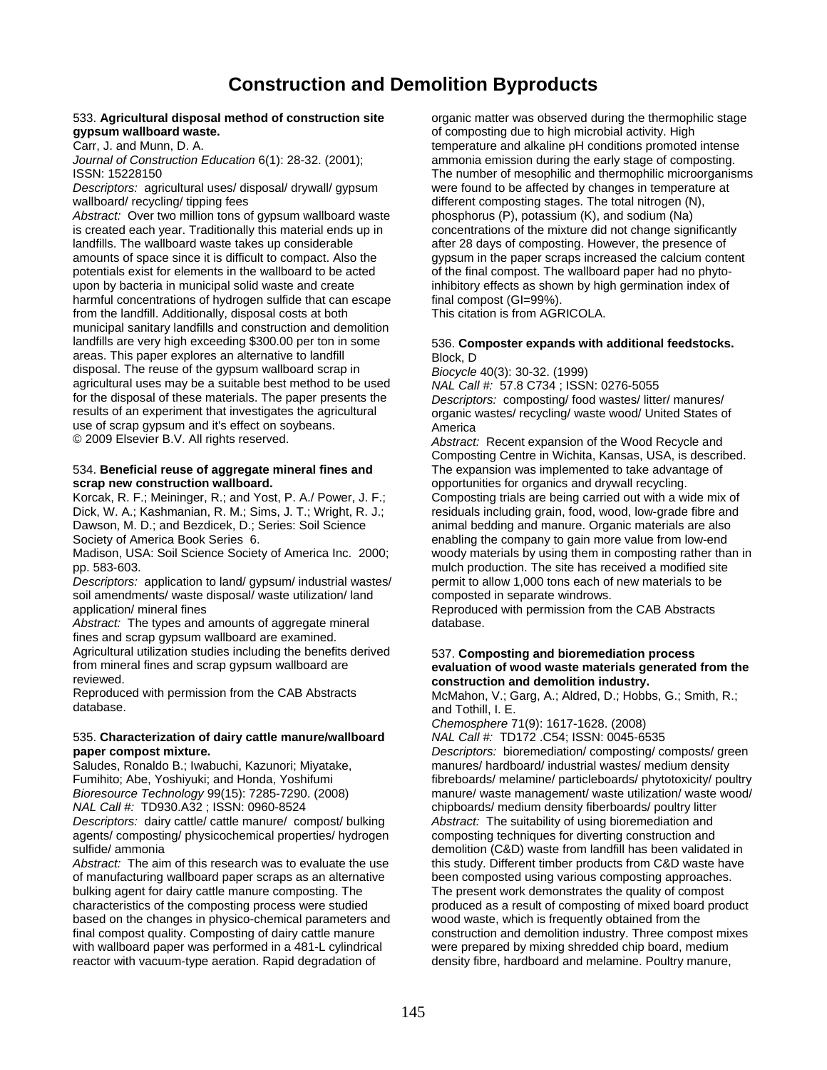# Construction and Demolition Byproducts

533. **Agricultural disposal method of construction site gypsum wallboard waste.**
Carr, J. and Munn, D. A.
*Journal of Construction Education* 6(1): 28-32. (2001); ISSN: 15228150
*Descriptors:* agricultural uses/ disposal/ drywall/ gypsum wallboard/ recycling/ tipping fees
*Abstract:* Over two million tons of gypsum wallboard waste is created each year. Traditionally this material ends up in landfills. The wallboard waste takes up considerable amounts of space since it is difficult to compact. Also the potentials exist for elements in the wallboard to be acted upon by bacteria in municipal solid waste and create harmful concentrations of hydrogen sulfide that can escape from the landfill. Additionally, disposal costs at both municipal sanitary landfills and construction and demolition landfills are very high exceeding $300.00 per ton in some areas. This paper explores an alternative to landfill disposal. The reuse of the gypsum wallboard scrap in agricultural uses may be a suitable best method to be used for the disposal of these materials. The paper presents the results of an experiment that investigates the agricultural use of scrap gypsum and it's effect on soybeans.
© 2009 Elsevier B.V. All rights reserved.

534. **Beneficial reuse of aggregate mineral fines and scrap new construction wallboard.**
Korcak, R. F.; Meininger, R.; and Yost, P. A./ Power, J. F.; Dick, W. A.; Kashmanian, R. M.; Sims, J. T.; Wright, R. J.; Dawson, M. D.; and Bezdicek, D.; Series: Soil Science Society of America Book Series 6.
Madison, USA: Soil Science Society of America Inc. 2000; pp. 583-603.
*Descriptors:* application to land/ gypsum/ industrial wastes/ soil amendments/ waste disposal/ waste utilization/ land application/ mineral fines
*Abstract:* The types and amounts of aggregate mineral fines and scrap gypsum wallboard are examined. Agricultural utilization studies including the benefits derived from mineral fines and scrap gypsum wallboard are reviewed.
Reproduced with permission from the CAB Abstracts database.

535. **Characterization of dairy cattle manure/wallboard paper compost mixture.**
Saludes, Ronaldo B.; Iwabuchi, Kazunori; Miyatake, Fumihito; Abe, Yoshiyuki; and Honda, Yoshifumi
*Bioresource Technology* 99(15): 7285-7290. (2008)
*NAL Call #:* TD930.A32 ; ISSN: 0960-8524
*Descriptors:* dairy cattle/ cattle manure/ compost/ bulking agents/ composting/ physicochemical properties/ hydrogen sulfide/ ammonia
*Abstract:* The aim of this research was to evaluate the use of manufacturing wallboard paper scraps as an alternative bulking agent for dairy cattle manure composting. The characteristics of the composting process were studied based on the changes in physico-chemical parameters and final compost quality. Composting of dairy cattle manure with wallboard paper was performed in a 481-L cylindrical reactor with vacuum-type aeration. Rapid degradation of organic matter was observed during the thermophilic stage of composting due to high microbial activity. High temperature and alkaline pH conditions promoted intense ammonia emission during the early stage of composting. The number of mesophilic and thermophilic microorganisms were found to be affected by changes in temperature at different composting stages. The total nitrogen (N), phosphorus (P), potassium (K), and sodium (Na) concentrations of the mixture did not change significantly after 28 days of composting. However, the presence of gypsum in the paper scraps increased the calcium content of the final compost. The wallboard paper had no phyto-inhibitory effects as shown by high germination index of final compost (GI=99%).
This citation is from AGRICOLA.

536. **Composter expands with additional feedstocks.**
Block, D
*Biocycle* 40(3): 30-32. (1999)
*NAL Call #:* 57.8 C734 ; ISSN: 0276-5055
*Descriptors:* composting/ food wastes/ litter/ manures/ organic wastes/ recycling/ waste wood/ United States of America
*Abstract:* Recent expansion of the Wood Recycle and Composting Centre in Wichita, Kansas, USA, is described. The expansion was implemented to take advantage of opportunities for organics and drywall recycling. Composting trials are being carried out with a wide mix of residuals including grain, food, wood, low-grade fibre and animal bedding and manure. Organic materials are also enabling the company to gain more value from low-end woody materials by using them in composting rather than in mulch production. The site has received a modified site permit to allow 1,000 tons each of new materials to be composted in separate windrows.
Reproduced with permission from the CAB Abstracts database.

537. **Composting and bioremediation process evaluation of wood waste materials generated from the construction and demolition industry.**
McMahon, V.; Garg, A.; Aldred, D.; Hobbs, G.; Smith, R.; and Tothill, I. E.
*Chemosphere* 71(9): 1617-1628. (2008)
*NAL Call #:* TD172 .C54; ISSN: 0045-6535
*Descriptors:* bioremediation/ composting/ composts/ green manures/ hardboard/ industrial wastes/ medium density fibreboards/ melamine/ particleboards/ phytotoxicity/ poultry manure/ waste management/ waste utilization/ waste wood/ chipboards/ medium density fiberboards/ poultry litter
*Abstract:* The suitability of using bioremediation and composting techniques for diverting construction and demolition (C&D) waste from landfill has been validated in this study. Different timber products from C&D waste have been composted using various composting approaches. The present work demonstrates the quality of compost produced as a result of composting of mixed board product and wood waste, which is frequently obtained from the construction and demolition industry. Three compost mixes were prepared by mixing shredded chip board, medium density fibre, hardboard and melamine. Poultry manure,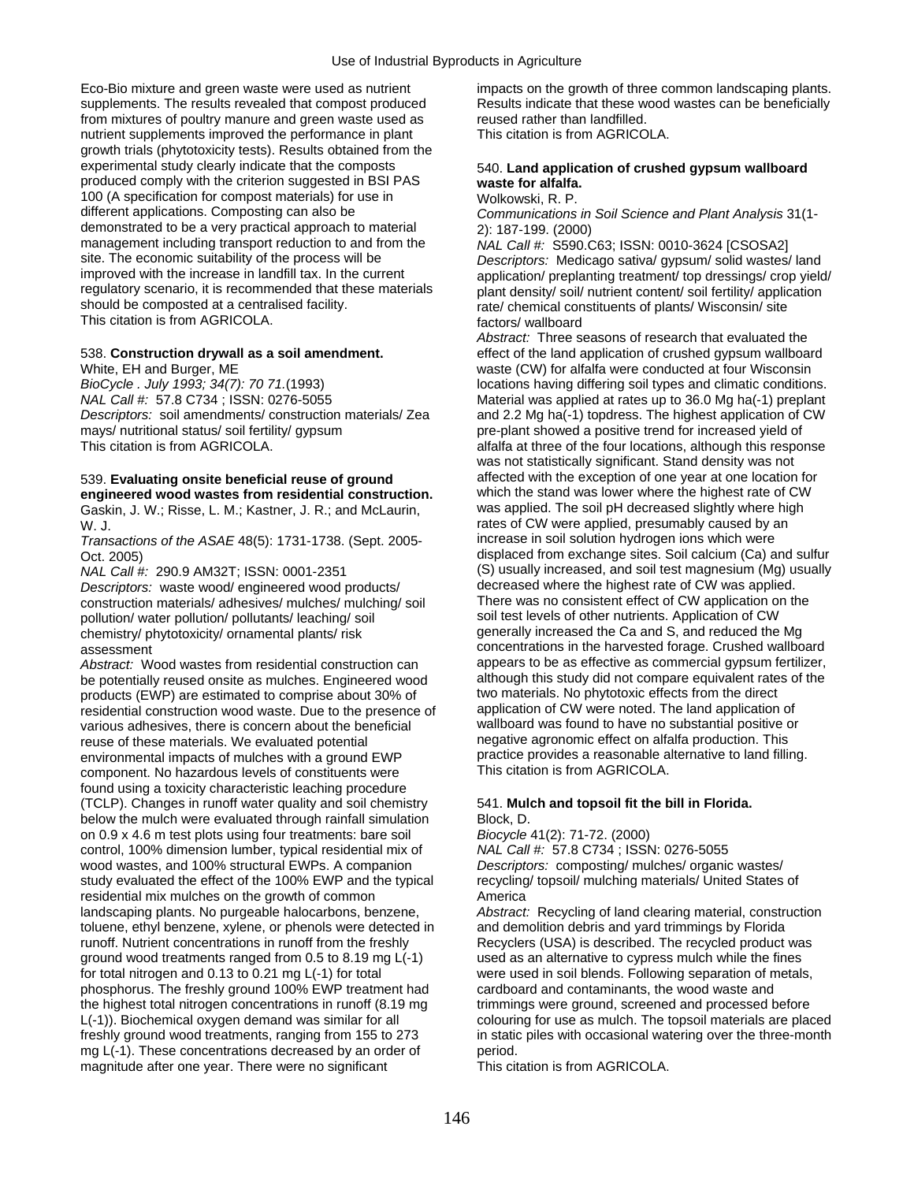Eco-Bio mixture and green waste were used as nutrient supplements. The results revealed that compost produced from mixtures of poultry manure and green waste used as nutrient supplements improved the performance in plant growth trials (phytotoxicity tests). Results obtained from the experimental study clearly indicate that the composts produced comply with the criterion suggested in BSI PAS 100 (A specification for compost materials) for use in different applications. Composting can also be demonstrated to be a very practical approach to material management including transport reduction to and from the site. The economic suitability of the process will be improved with the increase in landfill tax. In the current regulatory scenario, it is recommended that these materials should be composted at a centralised facility.
This citation is from AGRICOLA.

538. **Construction drywall as a soil amendment.**
White, EH and Burger, ME
*BioCycle . July 1993; 34(7): 70 71.*(1993)
*NAL Call #:* 57.8 C734 ; ISSN: 0276-5055
*Descriptors:* soil amendments/ construction materials/ Zea mays/ nutritional status/ soil fertility/ gypsum
This citation is from AGRICOLA.

539. **Evaluating onsite beneficial reuse of ground engineered wood wastes from residential construction.**
Gaskin, J. W.; Risse, L. M.; Kastner, J. R.; and McLaurin, W. J.
*Transactions of the ASAE* 48(5): 1731-1738. (Sept. 2005-Oct. 2005)
*NAL Call #:* 290.9 AM32T; ISSN: 0001-2351
*Descriptors:* waste wood/ engineered wood products/ construction materials/ adhesives/ mulches/ mulching/ soil pollution/ water pollution/ pollutants/ leaching/ soil chemistry/ phytotoxicity/ ornamental plants/ risk assessment
*Abstract:* Wood wastes from residential construction can be potentially reused onsite as mulches. Engineered wood products (EWP) are estimated to comprise about 30% of residential construction wood waste. Due to the presence of various adhesives, there is concern about the beneficial reuse of these materials. We evaluated potential environmental impacts of mulches with a ground EWP component. No hazardous levels of constituents were found using a toxicity characteristic leaching procedure (TCLP). Changes in runoff water quality and soil chemistry below the mulch were evaluated through rainfall simulation on 0.9 x 4.6 m test plots using four treatments: bare soil control, 100% dimension lumber, typical residential mix of wood wastes, and 100% structural EWPs. A companion study evaluated the effect of the 100% EWP and the typical residential mix mulches on the growth of common landscaping plants. No purgeable halocarbons, benzene, toluene, ethyl benzene, xylene, or phenols were detected in runoff. Nutrient concentrations in runoff from the freshly ground wood treatments ranged from 0.5 to 8.19 mg L(-1) for total nitrogen and 0.13 to 0.21 mg L(-1) for total phosphorus. The freshly ground 100% EWP treatment had the highest total nitrogen concentrations in runoff (8.19 mg L(-1)). Biochemical oxygen demand was similar for all freshly ground wood treatments, ranging from 155 to 273 mg L(-1). These concentrations decreased by an order of magnitude after one year. There were no significant impacts on the growth of three common landscaping plants. Results indicate that these wood wastes can be beneficially reused rather than landfilled.
This citation is from AGRICOLA.

540. **Land application of crushed gypsum wallboard waste for alfalfa.**
Wolkowski, R. P.
*Communications in Soil Science and Plant Analysis* 31(1-2): 187-199. (2000)
*NAL Call #:* S590.C63; ISSN: 0010-3624 [CSOSA2]
*Descriptors:* Medicago sativa/ gypsum/ solid wastes/ land application/ preplanting treatment/ top dressings/ crop yield/ plant density/ soil/ nutrient content/ soil fertility/ application rate/ chemical constituents of plants/ Wisconsin/ site factors/ wallboard
*Abstract:* Three seasons of research that evaluated the effect of the land application of crushed gypsum wallboard waste (CW) for alfalfa were conducted at four Wisconsin locations having differing soil types and climatic conditions. Material was applied at rates up to 36.0 Mg ha(-1) preplant and 2.2 Mg ha(-1) topdress. The highest application of CW pre-plant showed a positive trend for increased yield of alfalfa at three of the four locations, although this response was not statistically significant. Stand density was not affected with the exception of one year at one location for which the stand was lower where the highest rate of CW was applied. The soil pH decreased slightly where high rates of CW were applied, presumably caused by an increase in soil solution hydrogen ions which were displaced from exchange sites. Soil calcium (Ca) and sulfur (S) usually increased, and soil test magnesium (Mg) usually decreased where the highest rate of CW was applied. There was no consistent effect of CW application on the soil test levels of other nutrients. Application of CW generally increased the Ca and S, and reduced the Mg concentrations in the harvested forage. Crushed wallboard appears to be as effective as commercial gypsum fertilizer, although this study did not compare equivalent rates of the two materials. No phytotoxic effects from the direct application of CW were noted. The land application of wallboard was found to have no substantial positive or negative agronomic effect on alfalfa production. This practice provides a reasonable alternative to land filling.
This citation is from AGRICOLA.

541. **Mulch and topsoil fit the bill in Florida.**
Block, D.
*Biocycle* 41(2): 71-72. (2000)
*NAL Call #:* 57.8 C734 ; ISSN: 0276-5055
*Descriptors:* composting/ mulches/ organic wastes/ recycling/ topsoil/ mulching materials/ United States of America
*Abstract:* Recycling of land clearing material, construction and demolition debris and yard trimmings by Florida Recyclers (USA) is described. The recycled product was used as an alternative to cypress mulch while the fines were used in soil blends. Following separation of metals, cardboard and contaminants, the wood waste and trimmings were ground, screened and processed before colouring for use as mulch. The topsoil materials are placed in static piles with occasional watering over the three-month period.
This citation is from AGRICOLA.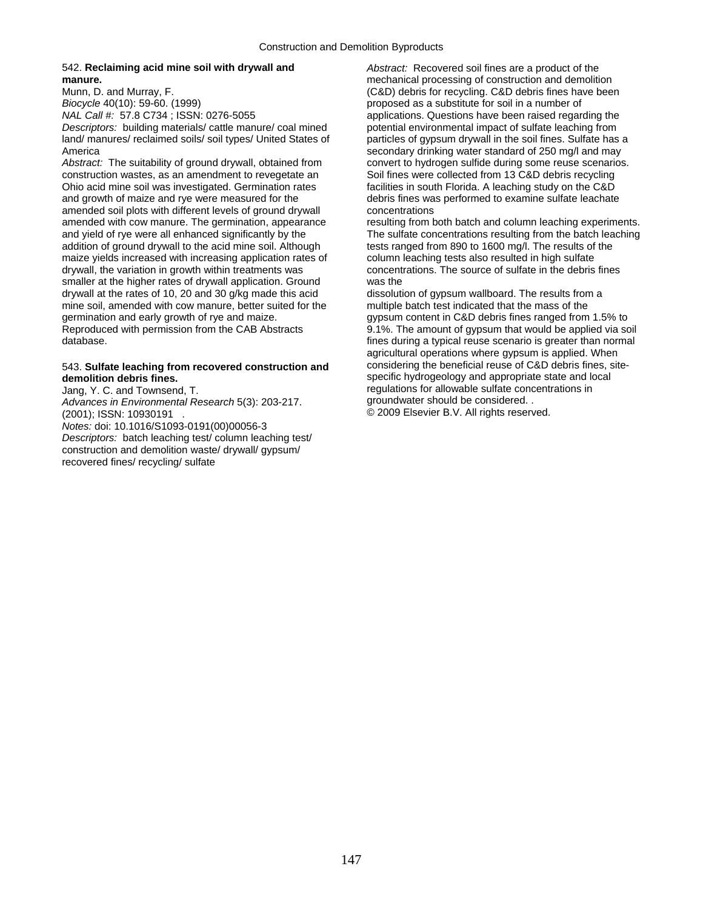542. **Reclaiming acid mine soil with drywall and manure.**
Munn, D. and Murray, F.
*Biocycle* 40(10): 59-60. (1999)
*NAL Call #:* 57.8 C734 ; ISSN: 0276-5055
*Descriptors:* building materials/ cattle manure/ coal mined land/ manures/ reclaimed soils/ soil types/ United States of America
*Abstract:* The suitability of ground drywall, obtained from construction wastes, as an amendment to revegetate an Ohio acid mine soil was investigated. Germination rates and growth of maize and rye were measured for the amended soil plots with different levels of ground drywall amended with cow manure. The germination, appearance and yield of rye were all enhanced significantly by the addition of ground drywall to the acid mine soil. Although maize yields increased with increasing application rates of drywall, the variation in growth within treatments was smaller at the higher rates of drywall application. Ground drywall at the rates of 10, 20 and 30 g/kg made this acid mine soil, amended with cow manure, better suited for the germination and early growth of rye and maize.
Reproduced with permission from the CAB Abstracts database.

543. **Sulfate leaching from recovered construction and demolition debris fines.**
Jang, Y. C. and Townsend, T.
*Advances in Environmental Research* 5(3): 203-217. (2001); ISSN: 10930191 .
*Notes:* doi: 10.1016/S1093-0191(00)00056-3
*Descriptors:* batch leaching test/ column leaching test/ construction and demolition waste/ drywall/ gypsum/ recovered fines/ recycling/ sulfate
*Abstract:* Recovered soil fines are a product of the mechanical processing of construction and demolition (C&D) debris for recycling. C&D debris fines have been proposed as a substitute for soil in a number of applications. Questions have been raised regarding the potential environmental impact of sulfate leaching from particles of gypsum drywall in the soil fines. Sulfate has a secondary drinking water standard of 250 mg/l and may convert to hydrogen sulfide during some reuse scenarios. Soil fines were collected from 13 C&D debris recycling facilities in south Florida. A leaching study on the C&D debris fines was performed to examine sulfate leachate concentrations resulting from both batch and column leaching experiments. The sulfate concentrations resulting from the batch leaching tests ranged from 890 to 1600 mg/l. The results of the column leaching tests also resulted in high sulfate concentrations. The source of sulfate in the debris fines was the dissolution of gypsum wallboard. The results from a multiple batch test indicated that the mass of the gypsum content in C&D debris fines ranged from 1.5% to 9.1%. The amount of gypsum that would be applied via soil fines during a typical reuse scenario is greater than normal agricultural operations where gypsum is applied. When considering the beneficial reuse of C&D debris fines, site-specific hydrogeology and appropriate state and local regulations for allowable sulfate concentrations in groundwater should be considered. .
© 2009 Elsevier B.V. All rights reserved.